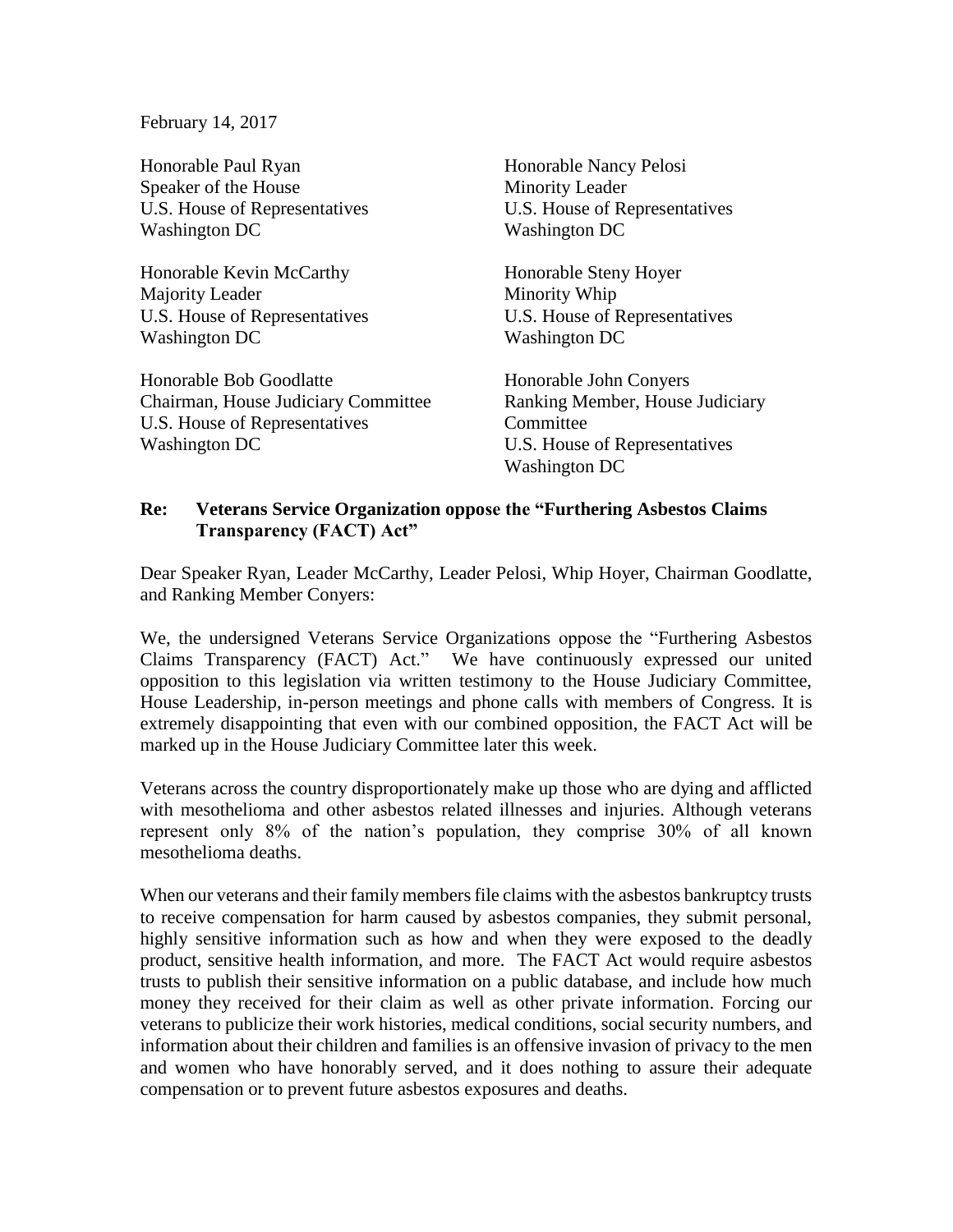February 14, 2017

Honorable Paul Ryan
Speaker of the House
U.S. House of Representatives
Washington DC

Honorable Nancy Pelosi
Minority Leader
U.S. House of Representatives
Washington DC

Honorable Kevin McCarthy
Majority Leader
U.S. House of Representatives
Washington DC

Honorable Steny Hoyer
Minority Whip
U.S. House of Representatives
Washington DC

Honorable Bob Goodlatte
Chairman, House Judiciary Committee
U.S. House of Representatives
Washington DC

Honorable John Conyers
Ranking Member, House Judiciary Committee
U.S. House of Representatives
Washington DC

**Re: Veterans Service Organization oppose the "Furthering Asbestos Claims Transparency (FACT) Act"**

Dear Speaker Ryan, Leader McCarthy, Leader Pelosi, Whip Hoyer, Chairman Goodlatte, and Ranking Member Conyers:

We, the undersigned Veterans Service Organizations oppose the "Furthering Asbestos Claims Transparency (FACT) Act." We have continuously expressed our united opposition to this legislation via written testimony to the House Judiciary Committee, House Leadership, in-person meetings and phone calls with members of Congress. It is extremely disappointing that even with our combined opposition, the FACT Act will be marked up in the House Judiciary Committee later this week.

Veterans across the country disproportionately make up those who are dying and afflicted with mesothelioma and other asbestos related illnesses and injuries. Although veterans represent only 8% of the nation's population, they comprise 30% of all known mesothelioma deaths.

When our veterans and their family members file claims with the asbestos bankruptcy trusts to receive compensation for harm caused by asbestos companies, they submit personal, highly sensitive information such as how and when they were exposed to the deadly product, sensitive health information, and more. The FACT Act would require asbestos trusts to publish their sensitive information on a public database, and include how much money they received for their claim as well as other private information. Forcing our veterans to publicize their work histories, medical conditions, social security numbers, and information about their children and families is an offensive invasion of privacy to the men and women who have honorably served, and it does nothing to assure their adequate compensation or to prevent future asbestos exposures and deaths.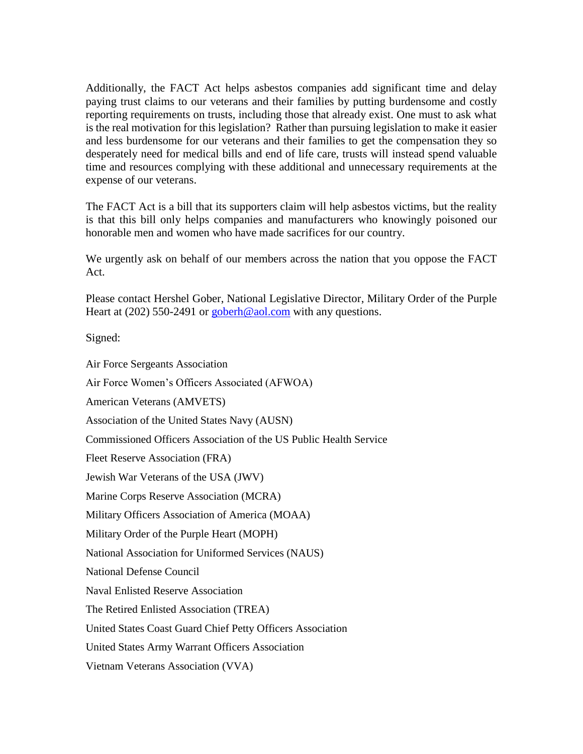Additionally, the FACT Act helps asbestos companies add significant time and delay paying trust claims to our veterans and their families by putting burdensome and costly reporting requirements on trusts, including those that already exist. One must to ask what is the real motivation for this legislation? Rather than pursuing legislation to make it easier and less burdensome for our veterans and their families to get the compensation they so desperately need for medical bills and end of life care, trusts will instead spend valuable time and resources complying with these additional and unnecessary requirements at the expense of our veterans.

The FACT Act is a bill that its supporters claim will help asbestos victims, but the reality is that this bill only helps companies and manufacturers who knowingly poisoned our honorable men and women who have made sacrifices for our country.

We urgently ask on behalf of our members across the nation that you oppose the FACT Act.

Please contact Hershel Gober, National Legislative Director, Military Order of the Purple Heart at (202) 550-2491 or goberh@aol.com with any questions.

Signed:

Air Force Sergeants Association

Air Force Women's Officers Associated (AFWOA)

American Veterans (AMVETS)

Association of the United States Navy (AUSN)

Commissioned Officers Association of the US Public Health Service

Fleet Reserve Association (FRA)

Jewish War Veterans of the USA (JWV)

Marine Corps Reserve Association (MCRA)

Military Officers Association of America (MOAA)

Military Order of the Purple Heart (MOPH)

National Association for Uniformed Services (NAUS)

National Defense Council

Naval Enlisted Reserve Association

The Retired Enlisted Association (TREA)

United States Coast Guard Chief Petty Officers Association

United States Army Warrant Officers Association

Vietnam Veterans Association (VVA)